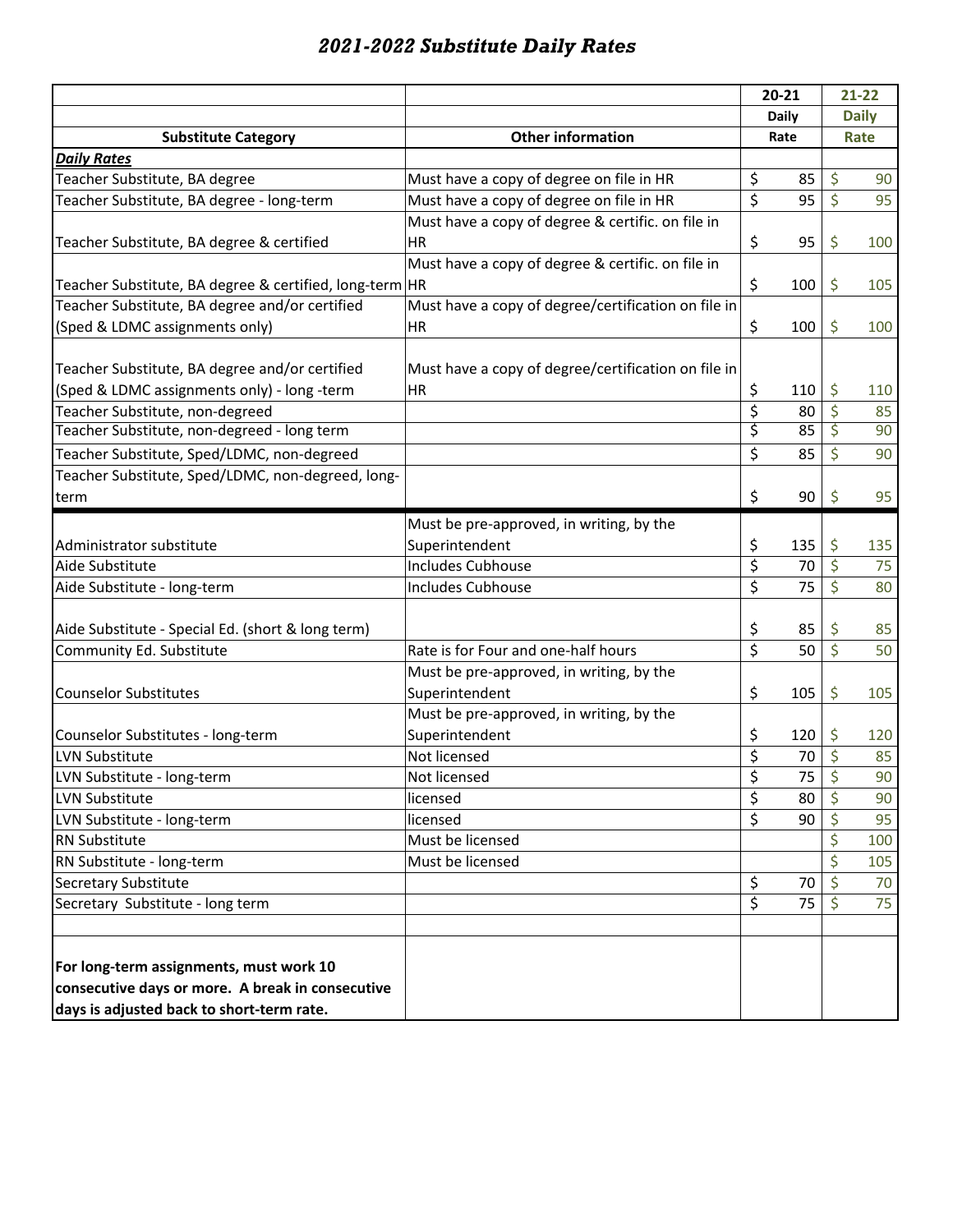# 2021-2022 Substitute Daily Rates

| Substitute Category | Other information | 20-21 Daily Rate | 21-22 Daily Rate |
|---|---|---|---|
| ***Daily Rates*** | | | |
| Teacher Substitute, BA degree | Must have a copy of degree on file in HR | $ 85 | $ 90 |
| Teacher Substitute, BA degree - long-term | Must have a copy of degree on file in HR | $ 95 | $ 95 |
| Teacher Substitute, BA degree & certified | Must have a copy of degree & certific. on file in HR | $ 95 | $ 100 |
| Teacher Substitute, BA degree & certified, long-term | Must have a copy of degree & certific. on file in HR | $ 100 | $ 105 |
| Teacher Substitute, BA degree and/or certified (Sped & LDMC assignments only) | Must have a copy of degree/certification on file in HR | $ 100 | $ 100 |
| Teacher Substitute, BA degree and/or certified (Sped & LDMC assignments only) - long -term | Must have a copy of degree/certification on file in HR | $ 110 | $ 110 |
| Teacher Substitute, non-degreed | | $ 80 | $ 85 |
| Teacher Substitute, non-degreed - long term | | $ 85 | $ 90 |
| Teacher Substitute, Sped/LDMC, non-degreed | | $ 85 | $ 90 |
| Teacher Substitute, Sped/LDMC, non-degreed, long-term | | $ 90 | $ 95 |
| Administrator substitute | Must be pre-approved, in writing, by the Superintendent | $ 135 | $ 135 |
| Aide Substitute | Includes Cubhouse | $ 70 | $ 75 |
| Aide Substitute - long-term | Includes Cubhouse | $ 75 | $ 80 |
| Aide Substitute - Special Ed. (short & long term) | | $ 85 | $ 85 |
| Community Ed. Substitute | Rate is for Four and one-half hours | $ 50 | $ 50 |
| Counselor Substitutes | Must be pre-approved, in writing, by the Superintendent | $ 105 | $ 105 |
| Counselor Substitutes - long-term | Must be pre-approved, in writing, by the Superintendent | $ 120 | $ 120 |
| LVN Substitute | Not licensed | $ 70 | $ 85 |
| LVN Substitute - long-term | Not licensed | $ 75 | $ 90 |
| LVN Substitute | licensed | $ 80 | $ 90 |
| LVN Substitute - long-term | licensed | $ 90 | $ 95 |
| RN Substitute | Must be licensed | | $ 100 |
| RN Substitute - long-term | Must be licensed | | $ 105 |
| Secretary Substitute | | $ 70 | $ 70 |
| Secretary Substitute - long term | | $ 75 | $ 75 |
| | | | |
| **For long-term assignments, must work 10 consecutive days or more. A break in consecutive days is adjusted back to short-term rate.** | | | |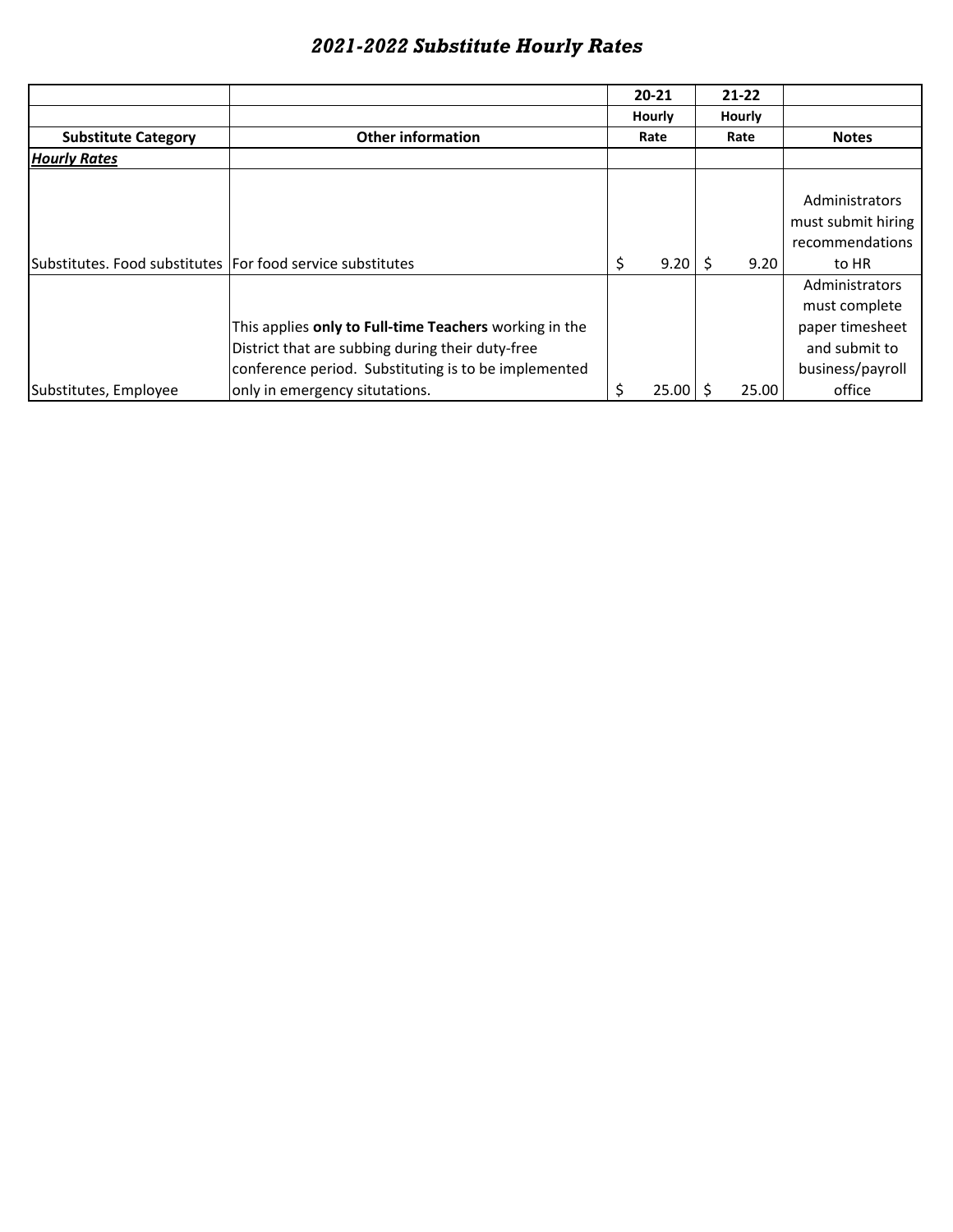## *2021-2022 Substitute Hourly Rates*

| | | 20-21 | 21-22 | |
|---|---|---|---|---|
| | | Hourly | Hourly | |
| **Substitute Category** | **Other information** | **Rate** | **Rate** | **Notes** |
| ***Hourly Rates*** | | | | |
| Substitutes. Food substitutes | For food service substitutes | $ 9.20 | $ 9.20 | Administrators must submit hiring recommendations to HR |
| Substitutes, Employee | This applies **only to Full-time Teachers** working in the District that are subbing during their duty-free conference period. Substituting is to be implemented only in emergency situtations. | $ 25.00 | $ 25.00 | Administrators must complete paper timesheet and submit to business/payroll office |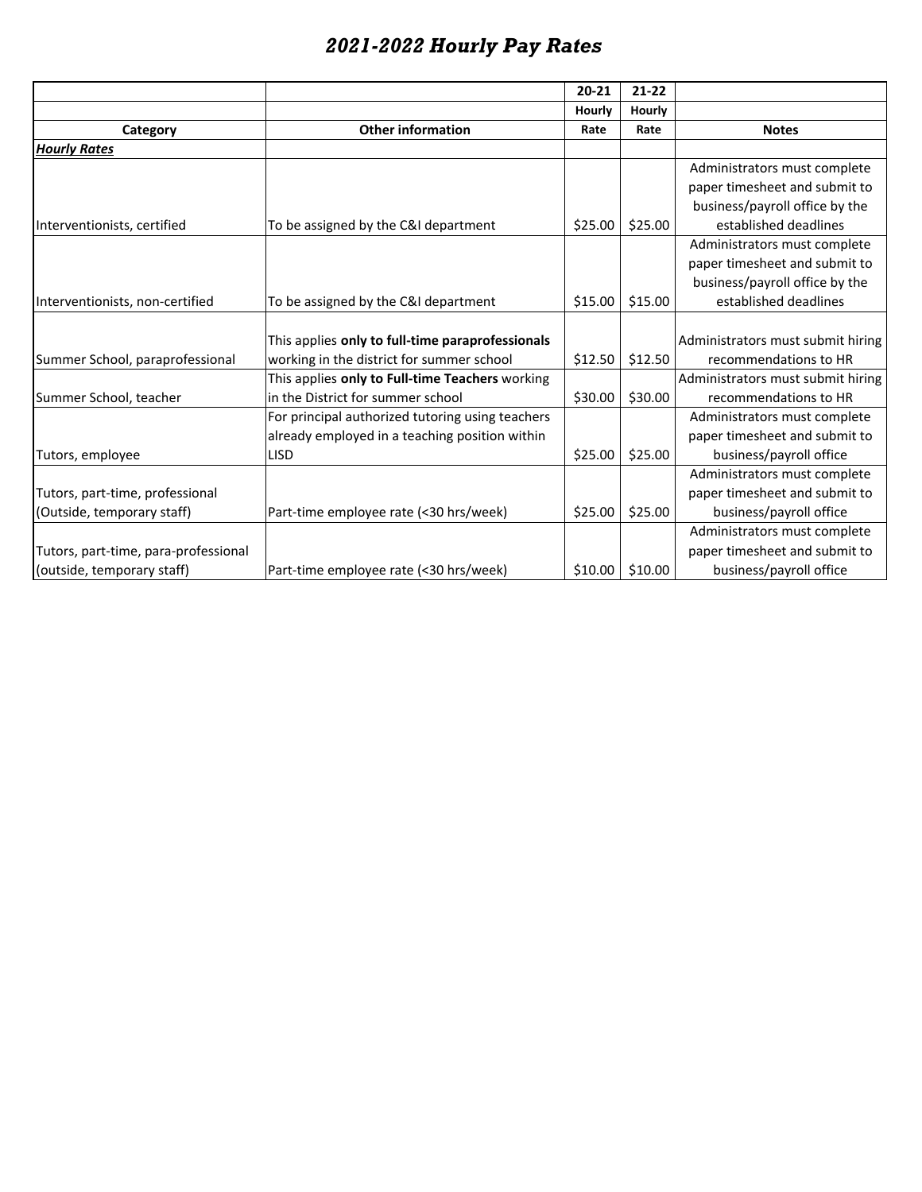# *2021-2022 Hourly Pay Rates*

| | | 20-21 | 21-22 | |
|---|---|---|---|---|
| | | Hourly | Hourly | |
| Category | Other information | Rate | Rate | Notes |
| ***Hourly Rates*** | | | | |
| Interventionists, certified | To be assigned by the C&I department | $25.00 | $25.00 | Administrators must complete paper timesheet and submit to business/payroll office by the established deadlines |
| Interventionists, non-certified | To be assigned by the C&I department | $15.00 | $15.00 | Administrators must complete paper timesheet and submit to business/payroll office by the established deadlines |
| Summer School, paraprofessional | This applies **only to full-time paraprofessionals** working in the district for summer school | $12.50 | $12.50 | Administrators must submit hiring recommendations to HR |
| Summer School, teacher | This applies **only to Full-time Teachers** working in the District for summer school | $30.00 | $30.00 | Administrators must submit hiring recommendations to HR |
| Tutors, employee | For principal authorized tutoring using teachers already employed in a teaching position within LISD | $25.00 | $25.00 | Administrators must complete paper timesheet and submit to business/payroll office |
| Tutors, part-time, professional (Outside, temporary staff) | Part-time employee rate (<30 hrs/week) | $25.00 | $25.00 | Administrators must complete paper timesheet and submit to business/payroll office |
| Tutors, part-time, para-professional (outside, temporary staff) | Part-time employee rate (<30 hrs/week) | $10.00 | $10.00 | Administrators must complete paper timesheet and submit to business/payroll office |